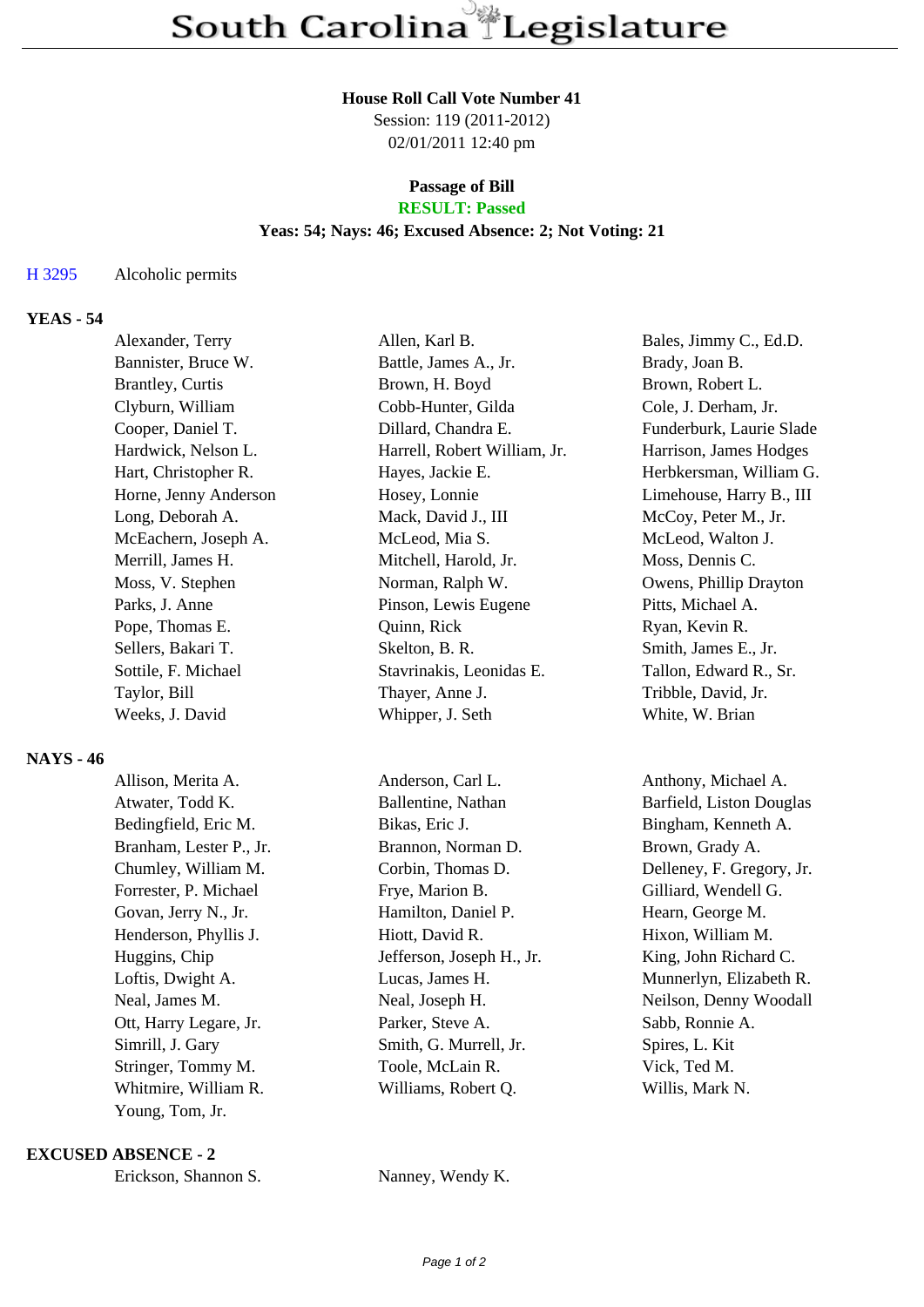# South Carolina Legislature

**House Roll Call Vote Number 41**
Session: 119 (2011-2012)
02/01/2011 12:40 pm

**Passage of Bill**
**RESULT: Passed**
**Yeas: 54; Nays: 46; Excused Absence: 2; Not Voting: 21**

H 3295 Alcoholic permits

**YEAS - 54**

| | | |
|---|---|---|
| Alexander, Terry | Allen, Karl B. | Bales, Jimmy C., Ed.D. |
| Bannister, Bruce W. | Battle, James A., Jr. | Brady, Joan B. |
| Brantley, Curtis | Brown, H. Boyd | Brown, Robert L. |
| Clyburn, William | Cobb-Hunter, Gilda | Cole, J. Derham, Jr. |
| Cooper, Daniel T. | Dillard, Chandra E. | Funderburk, Laurie Slade |
| Hardwick, Nelson L. | Harrell, Robert William, Jr. | Harrison, James Hodges |
| Hart, Christopher R. | Hayes, Jackie E. | Herbkersman, William G. |
| Horne, Jenny Anderson | Hosey, Lonnie | Limehouse, Harry B., III |
| Long, Deborah A. | Mack, David J., III | McCoy, Peter M., Jr. |
| McEachern, Joseph A. | McLeod, Mia S. | McLeod, Walton J. |
| Merrill, James H. | Mitchell, Harold, Jr. | Moss, Dennis C. |
| Moss, V. Stephen | Norman, Ralph W. | Owens, Phillip Drayton |
| Parks, J. Anne | Pinson, Lewis Eugene | Pitts, Michael A. |
| Pope, Thomas E. | Quinn, Rick | Ryan, Kevin R. |
| Sellers, Bakari T. | Skelton, B. R. | Smith, James E., Jr. |
| Sottile, F. Michael | Stavrinakis, Leonidas E. | Tallon, Edward R., Sr. |
| Taylor, Bill | Thayer, Anne J. | Tribble, David, Jr. |
| Weeks, J. David | Whipper, J. Seth | White, W. Brian |

**NAYS - 46**

| | | |
|---|---|---|
| Allison, Merita A. | Anderson, Carl L. | Anthony, Michael A. |
| Atwater, Todd K. | Ballentine, Nathan | Barfield, Liston Douglas |
| Bedingfield, Eric M. | Bikas, Eric J. | Bingham, Kenneth A. |
| Branham, Lester P., Jr. | Brannon, Norman D. | Brown, Grady A. |
| Chumley, William M. | Corbin, Thomas D. | Delleney, F. Gregory, Jr. |
| Forrester, P. Michael | Frye, Marion B. | Gilliard, Wendell G. |
| Govan, Jerry N., Jr. | Hamilton, Daniel P. | Hearn, George M. |
| Henderson, Phyllis J. | Hiott, David R. | Hixon, William M. |
| Huggins, Chip | Jefferson, Joseph H., Jr. | King, John Richard C. |
| Loftis, Dwight A. | Lucas, James H. | Munnerlyn, Elizabeth R. |
| Neal, James M. | Neal, Joseph H. | Neilson, Denny Woodall |
| Ott, Harry Legare, Jr. | Parker, Steve A. | Sabb, Ronnie A. |
| Simrill, J. Gary | Smith, G. Murrell, Jr. | Spires, L. Kit |
| Stringer, Tommy M. | Toole, McLain R. | Vick, Ted M. |
| Whitmire, William R. | Williams, Robert Q. | Willis, Mark N. |
| Young, Tom, Jr. | | |

**EXCUSED ABSENCE - 2**

| | |
|---|---|
| Erickson, Shannon S. | Nanney, Wendy K. |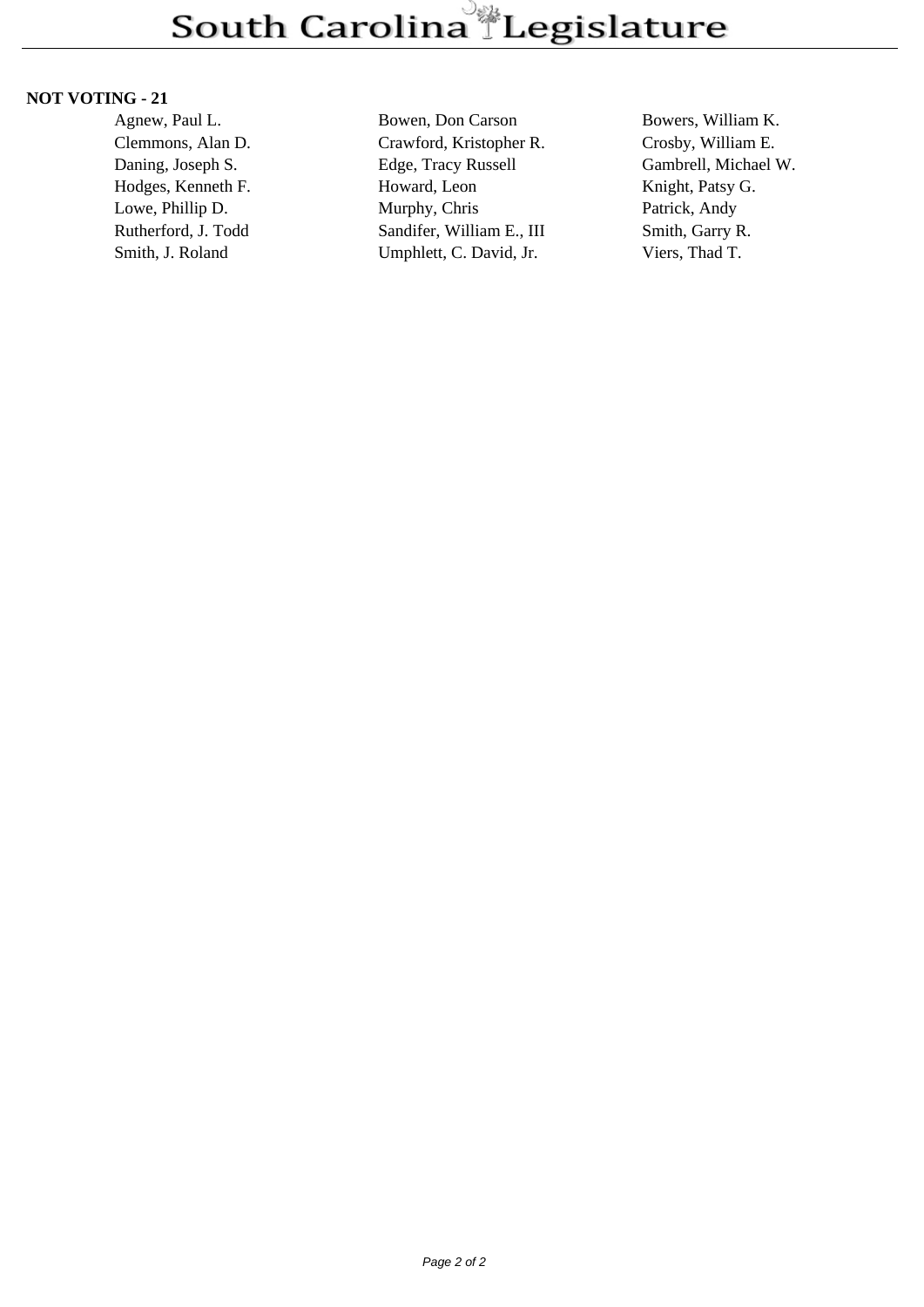**NOT VOTING - 21**

| | | |
|---|---|---|
| Agnew, Paul L. | Bowen, Don Carson | Bowers, William K. |
| Clemmons, Alan D. | Crawford, Kristopher R. | Crosby, William E. |
| Daning, Joseph S. | Edge, Tracy Russell | Gambrell, Michael W. |
| Hodges, Kenneth F. | Howard, Leon | Knight, Patsy G. |
| Lowe, Phillip D. | Murphy, Chris | Patrick, Andy |
| Rutherford, J. Todd | Sandifer, William E., III | Smith, Garry R. |
| Smith, J. Roland | Umphlett, C. David, Jr. | Viers, Thad T. |